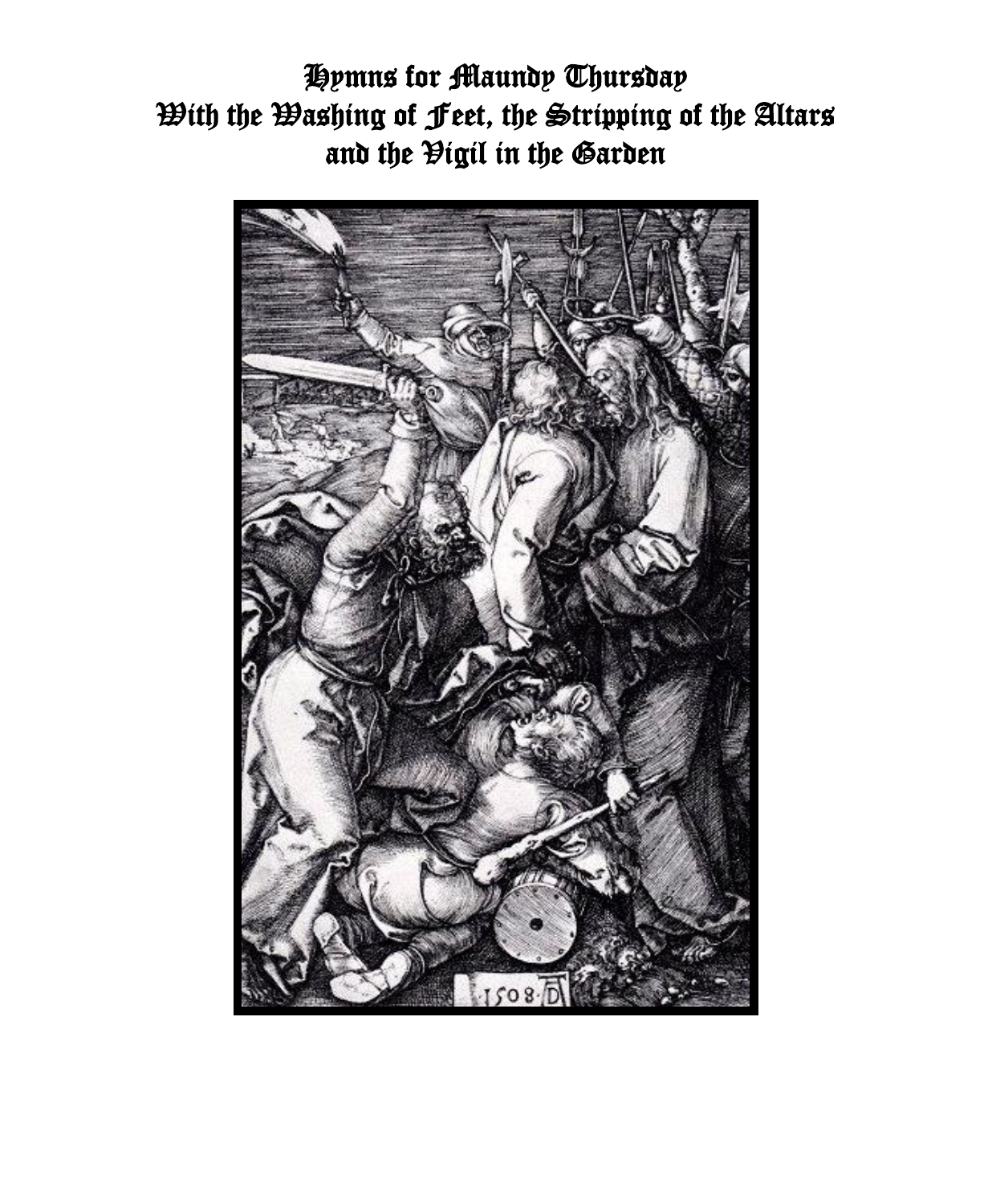# Hymns for Maundy Thursday
# With the Washing of Feet, the Stripping of the Altars
# and the Vigil in the Garden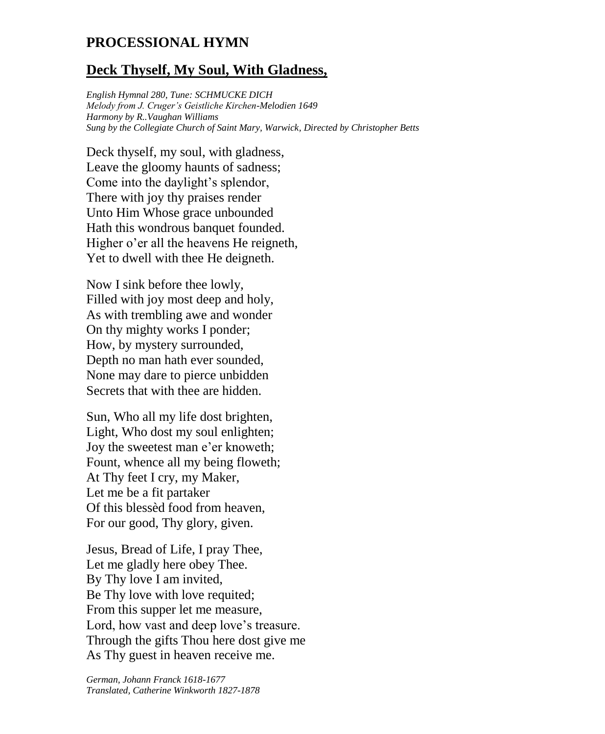## PROCESSIONAL HYMN

## Deck Thyself, My Soul, With Gladness,

*English Hymnal 280, Tune: SCHMUCKE DICH*
*Melody from J. Cruger's Geistliche Kirchen-Melodien 1649*
*Harmony by R..Vaughan Williams*
*Sung by the Collegiate Church of Saint Mary, Warwick, Directed by Christopher Betts*

Deck thyself, my soul, with gladness,
Leave the gloomy haunts of sadness;
Come into the daylight's splendor,
There with joy thy praises render
Unto Him Whose grace unbounded
Hath this wondrous banquet founded.
Higher o'er all the heavens He reigneth,
Yet to dwell with thee He deigneth.

Now I sink before thee lowly,
Filled with joy most deep and holy,
As with trembling awe and wonder
On thy mighty works I ponder;
How, by mystery surrounded,
Depth no man hath ever sounded,
None may dare to pierce unbidden
Secrets that with thee are hidden.

Sun, Who all my life dost brighten,
Light, Who dost my soul enlighten;
Joy the sweetest man e'er knoweth;
Fount, whence all my being floweth;
At Thy feet I cry, my Maker,
Let me be a fit partaker
Of this blessèd food from heaven,
For our good, Thy glory, given.

Jesus, Bread of Life, I pray Thee,
Let me gladly here obey Thee.
By Thy love I am invited,
Be Thy love with love requited;
From this supper let me measure,
Lord, how vast and deep love's treasure.
Through the gifts Thou here dost give me
As Thy guest in heaven receive me.

*German, Johann Franck 1618-1677*
*Translated, Catherine Winkworth 1827-1878*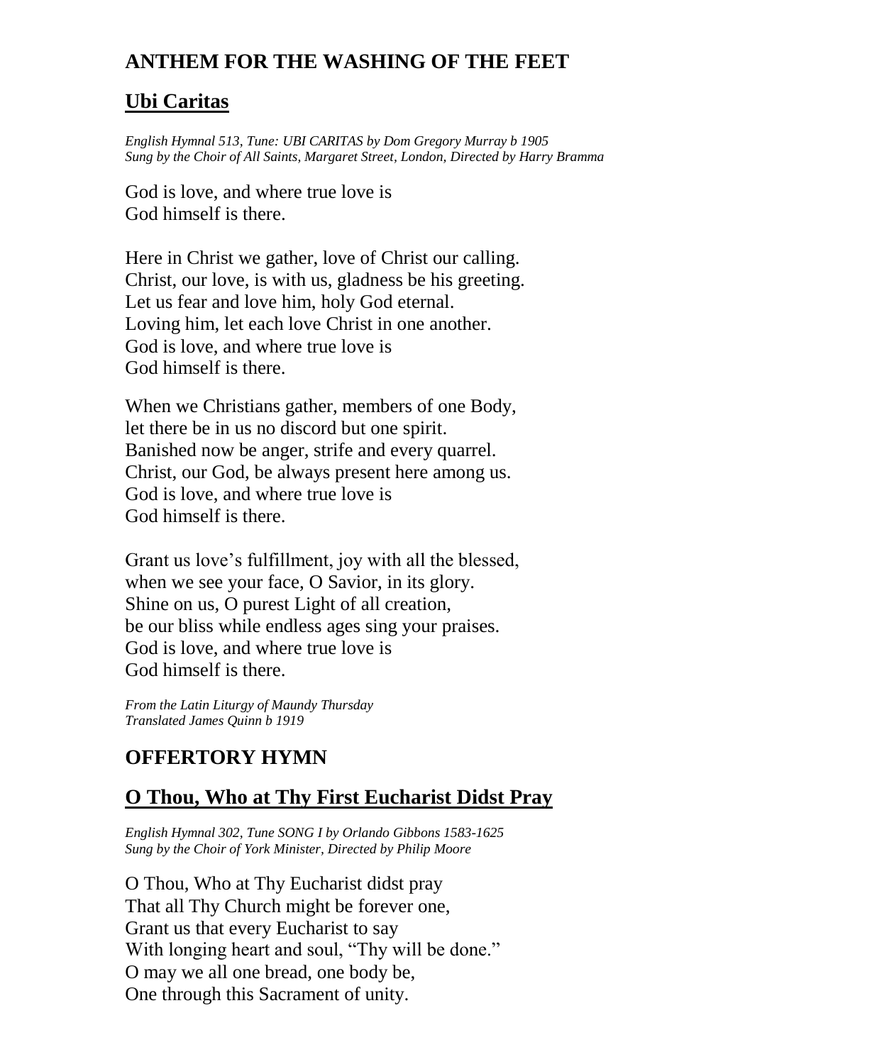## ANTHEM FOR THE WASHING OF THE FEET

### Ubi Caritas

*English Hymnal 513, Tune: UBI CARITAS by Dom Gregory Murray b 1905*
*Sung by the Choir of All Saints, Margaret Street, London, Directed by Harry Bramma*

God is love, and where true love is
God himself is there.

Here in Christ we gather, love of Christ our calling.
Christ, our love, is with us, gladness be his greeting.
Let us fear and love him, holy God eternal.
Loving him, let each love Christ in one another.
God is love, and where true love is
God himself is there.

When we Christians gather, members of one Body,
let there be in us no discord but one spirit.
Banished now be anger, strife and every quarrel.
Christ, our God, be always present here among us.
God is love, and where true love is
God himself is there.

Grant us love's fulfillment, joy with all the blessed,
when we see your face, O Savior, in its glory.
Shine on us, O purest Light of all creation,
be our bliss while endless ages sing your praises.
God is love, and where true love is
God himself is there.

*From the Latin Liturgy of Maundy Thursday*
*Translated James Quinn b 1919*

## OFFERTORY HYMN

### O Thou, Who at Thy First Eucharist Didst Pray

*English Hymnal 302, Tune SONG I by Orlando Gibbons 1583-1625*
*Sung by the Choir of York Minister, Directed by Philip Moore*

O Thou, Who at Thy Eucharist didst pray
That all Thy Church might be forever one,
Grant us that every Eucharist to say
With longing heart and soul, "Thy will be done."
O may we all one bread, one body be,
One through this Sacrament of unity.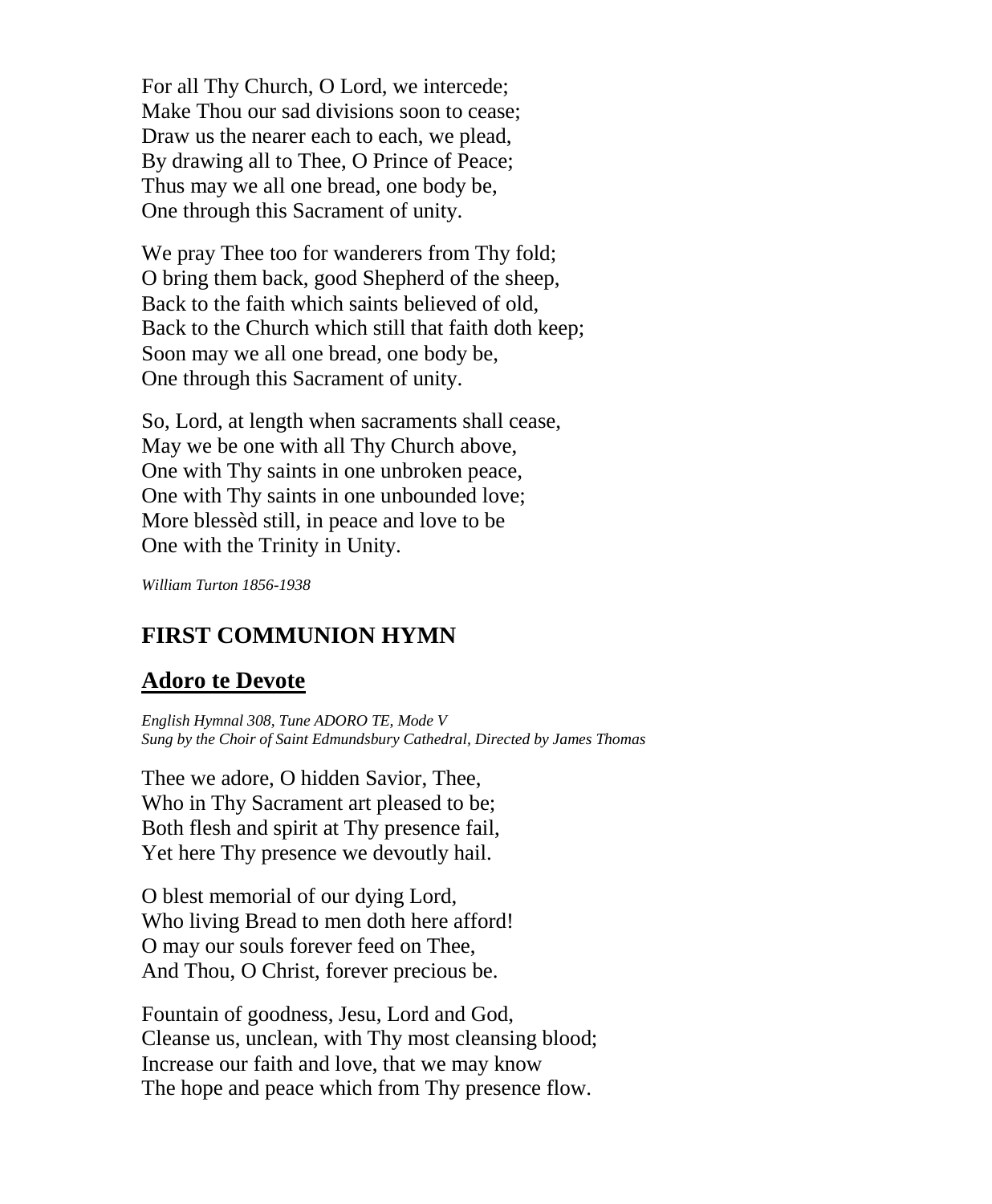For all Thy Church, O Lord, we intercede;
Make Thou our sad divisions soon to cease;
Draw us the nearer each to each, we plead,
By drawing all to Thee, O Prince of Peace;
Thus may we all one bread, one body be,
One through this Sacrament of unity.

We pray Thee too for wanderers from Thy fold;
O bring them back, good Shepherd of the sheep,
Back to the faith which saints believed of old,
Back to the Church which still that faith doth keep;
Soon may we all one bread, one body be,
One through this Sacrament of unity.

So, Lord, at length when sacraments shall cease,
May we be one with all Thy Church above,
One with Thy saints in one unbroken peace,
One with Thy saints in one unbounded love;
More blessèd still, in peace and love to be
One with the Trinity in Unity.

*William Turton 1856-1938*

## FIRST COMMUNION HYMN

## Adoro te Devote

*English Hymnal 308, Tune ADORO TE, Mode V*
*Sung by the Choir of Saint Edmundsbury Cathedral, Directed by James Thomas*

Thee we adore, O hidden Savior, Thee,
Who in Thy Sacrament art pleased to be;
Both flesh and spirit at Thy presence fail,
Yet here Thy presence we devoutly hail.

O blest memorial of our dying Lord,
Who living Bread to men doth here afford!
O may our souls forever feed on Thee,
And Thou, O Christ, forever precious be.

Fountain of goodness, Jesu, Lord and God,
Cleanse us, unclean, with Thy most cleansing blood;
Increase our faith and love, that we may know
The hope and peace which from Thy presence flow.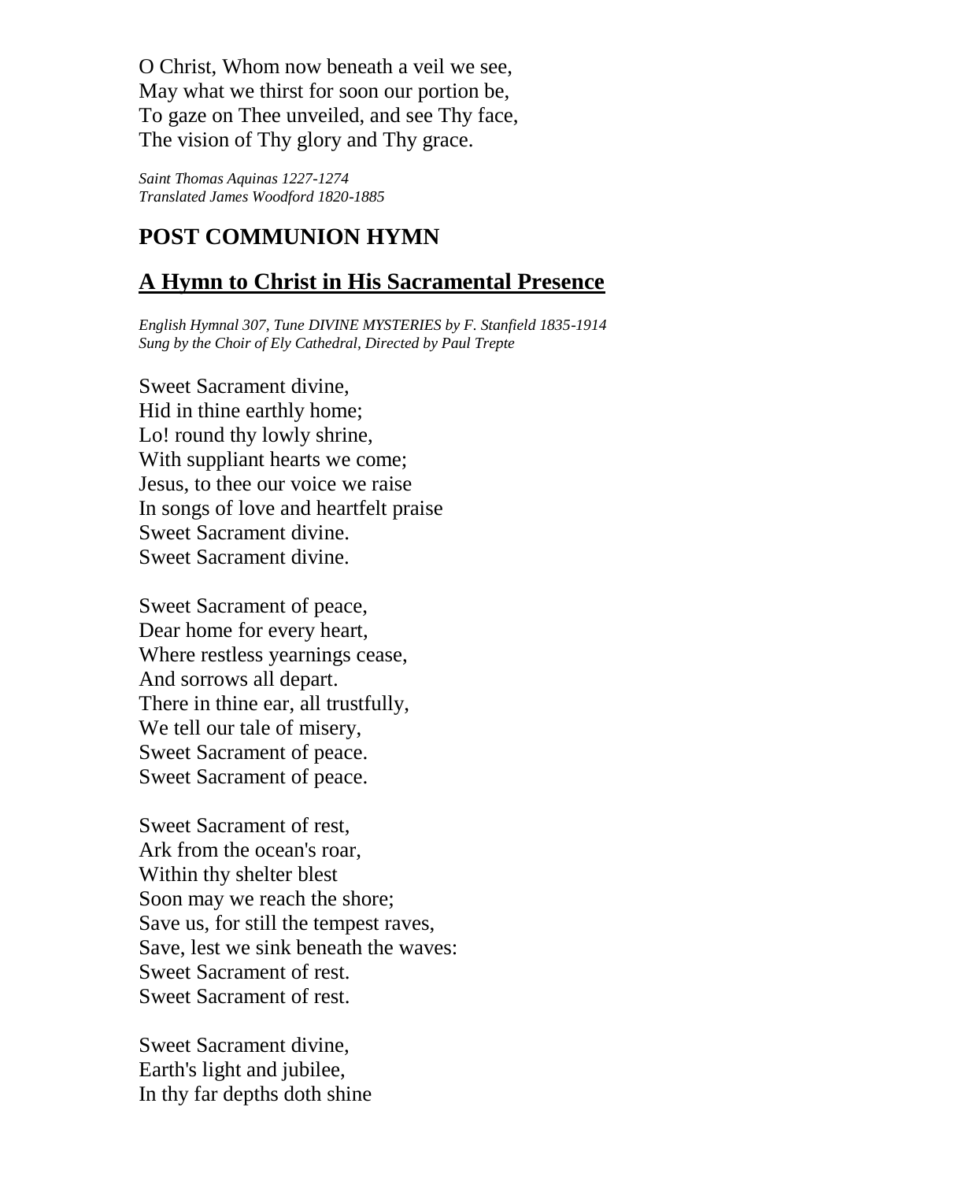O Christ, Whom now beneath a veil we see,
May what we thirst for soon our portion be,
To gaze on Thee unveiled, and see Thy face,
The vision of Thy glory and Thy grace.

*Saint Thomas Aquinas 1227-1274*
*Translated James Woodford 1820-1885*

## POST COMMUNION HYMN

## <u>A Hymn to Christ in His Sacramental Presence</u>

*English Hymnal 307, Tune DIVINE MYSTERIES by F. Stanfield 1835-1914*
*Sung by the Choir of Ely Cathedral, Directed by Paul Trepte*

Sweet Sacrament divine,
Hid in thine earthly home;
Lo! round thy lowly shrine,
With suppliant hearts we come;
Jesus, to thee our voice we raise
In songs of love and heartfelt praise
Sweet Sacrament divine.
Sweet Sacrament divine.

Sweet Sacrament of peace,
Dear home for every heart,
Where restless yearnings cease,
And sorrows all depart.
There in thine ear, all trustfully,
We tell our tale of misery,
Sweet Sacrament of peace.
Sweet Sacrament of peace.

Sweet Sacrament of rest,
Ark from the ocean's roar,
Within thy shelter blest
Soon may we reach the shore;
Save us, for still the tempest raves,
Save, lest we sink beneath the waves:
Sweet Sacrament of rest.
Sweet Sacrament of rest.

Sweet Sacrament divine,
Earth's light and jubilee,
In thy far depths doth shine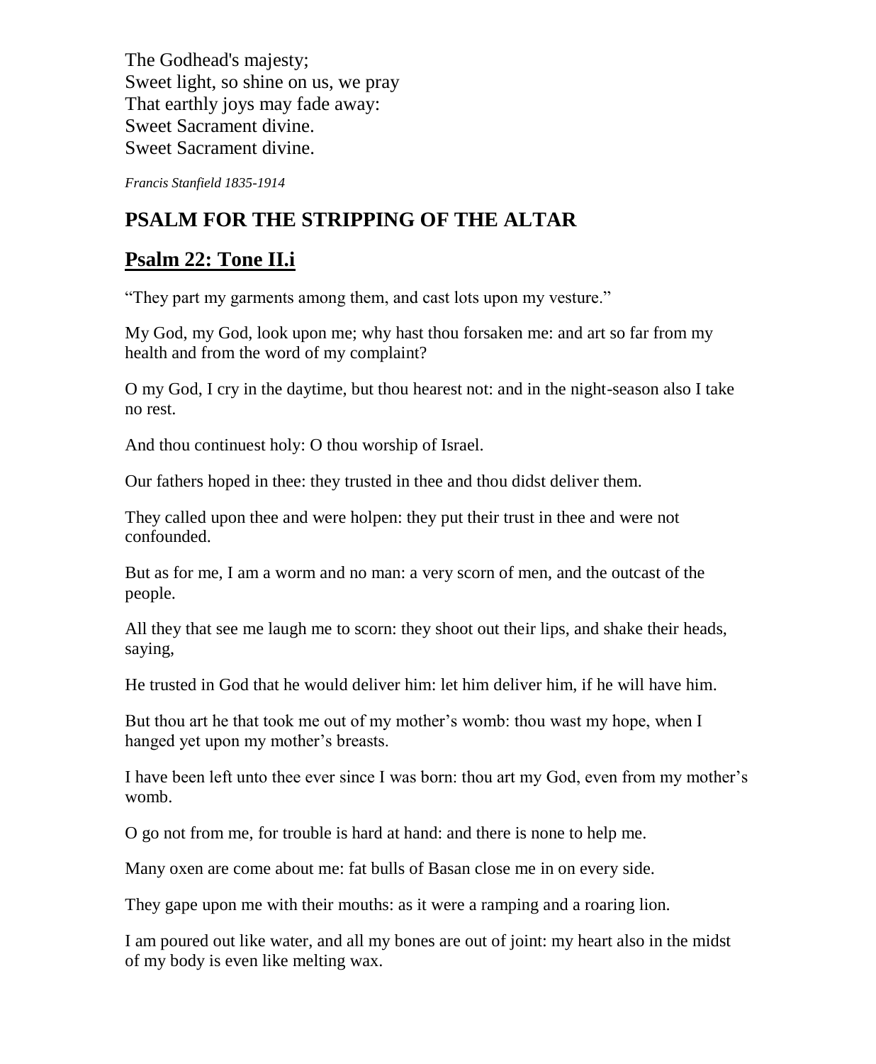The Godhead's majesty;
Sweet light, so shine on us, we pray
That earthly joys may fade away:
Sweet Sacrament divine.
Sweet Sacrament divine.

*Francis Stanfield 1835-1914*

## PSALM FOR THE STRIPPING OF THE ALTAR

## Psalm 22: Tone II.i

"They part my garments among them, and cast lots upon my vesture."

My God, my God, look upon me; why hast thou forsaken me: and art so far from my health and from the word of my complaint?

O my God, I cry in the daytime, but thou hearest not: and in the night-season also I take no rest.

And thou continuest holy: O thou worship of Israel.

Our fathers hoped in thee: they trusted in thee and thou didst deliver them.

They called upon thee and were holpen: they put their trust in thee and were not confounded.

But as for me, I am a worm and no man: a very scorn of men, and the outcast of the people.

All they that see me laugh me to scorn: they shoot out their lips, and shake their heads, saying,

He trusted in God that he would deliver him: let him deliver him, if he will have him.

But thou art he that took me out of my mother's womb: thou wast my hope, when I hanged yet upon my mother's breasts.

I have been left unto thee ever since I was born: thou art my God, even from my mother's womb.

O go not from me, for trouble is hard at hand: and there is none to help me.

Many oxen are come about me: fat bulls of Basan close me in on every side.

They gape upon me with their mouths: as it were a ramping and a roaring lion.

I am poured out like water, and all my bones are out of joint: my heart also in the midst of my body is even like melting wax.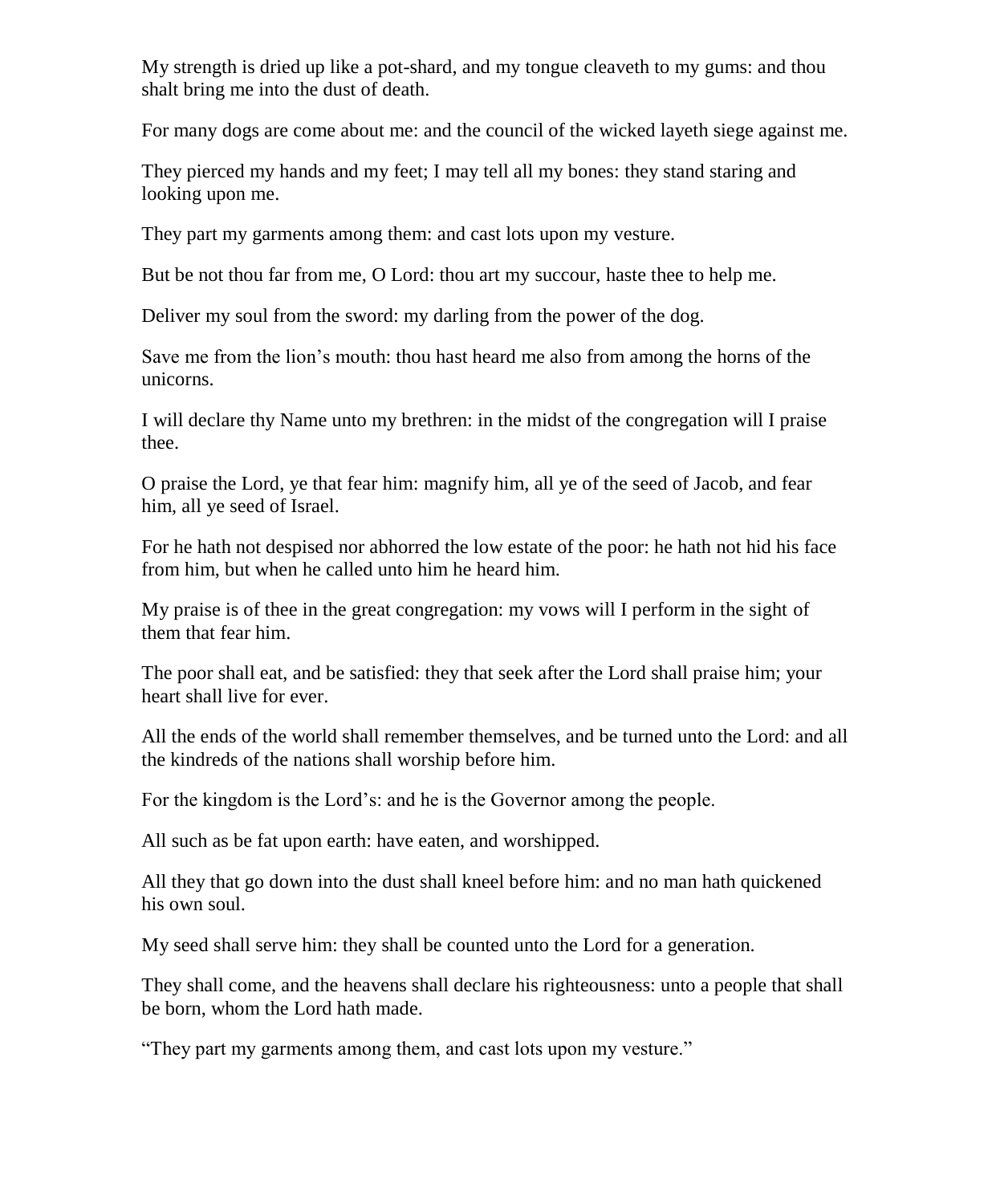My strength is dried up like a pot-shard, and my tongue cleaveth to my gums: and thou shalt bring me into the dust of death.

For many dogs are come about me: and the council of the wicked layeth siege against me.

They pierced my hands and my feet; I may tell all my bones: they stand staring and looking upon me.

They part my garments among them: and cast lots upon my vesture.

But be not thou far from me, O Lord: thou art my succour, haste thee to help me.

Deliver my soul from the sword: my darling from the power of the dog.

Save me from the lion's mouth: thou hast heard me also from among the horns of the unicorns.

I will declare thy Name unto my brethren: in the midst of the congregation will I praise thee.

O praise the Lord, ye that fear him: magnify him, all ye of the seed of Jacob, and fear him, all ye seed of Israel.

For he hath not despised nor abhorred the low estate of the poor: he hath not hid his face from him, but when he called unto him he heard him.

My praise is of thee in the great congregation: my vows will I perform in the sight of them that fear him.

The poor shall eat, and be satisfied: they that seek after the Lord shall praise him; your heart shall live for ever.

All the ends of the world shall remember themselves, and be turned unto the Lord: and all the kindreds of the nations shall worship before him.

For the kingdom is the Lord's: and he is the Governor among the people.

All such as be fat upon earth: have eaten, and worshipped.

All they that go down into the dust shall kneel before him: and no man hath quickened his own soul.

My seed shall serve him: they shall be counted unto the Lord for a generation.

They shall come, and the heavens shall declare his righteousness: unto a people that shall be born, whom the Lord hath made.

"They part my garments among them, and cast lots upon my vesture."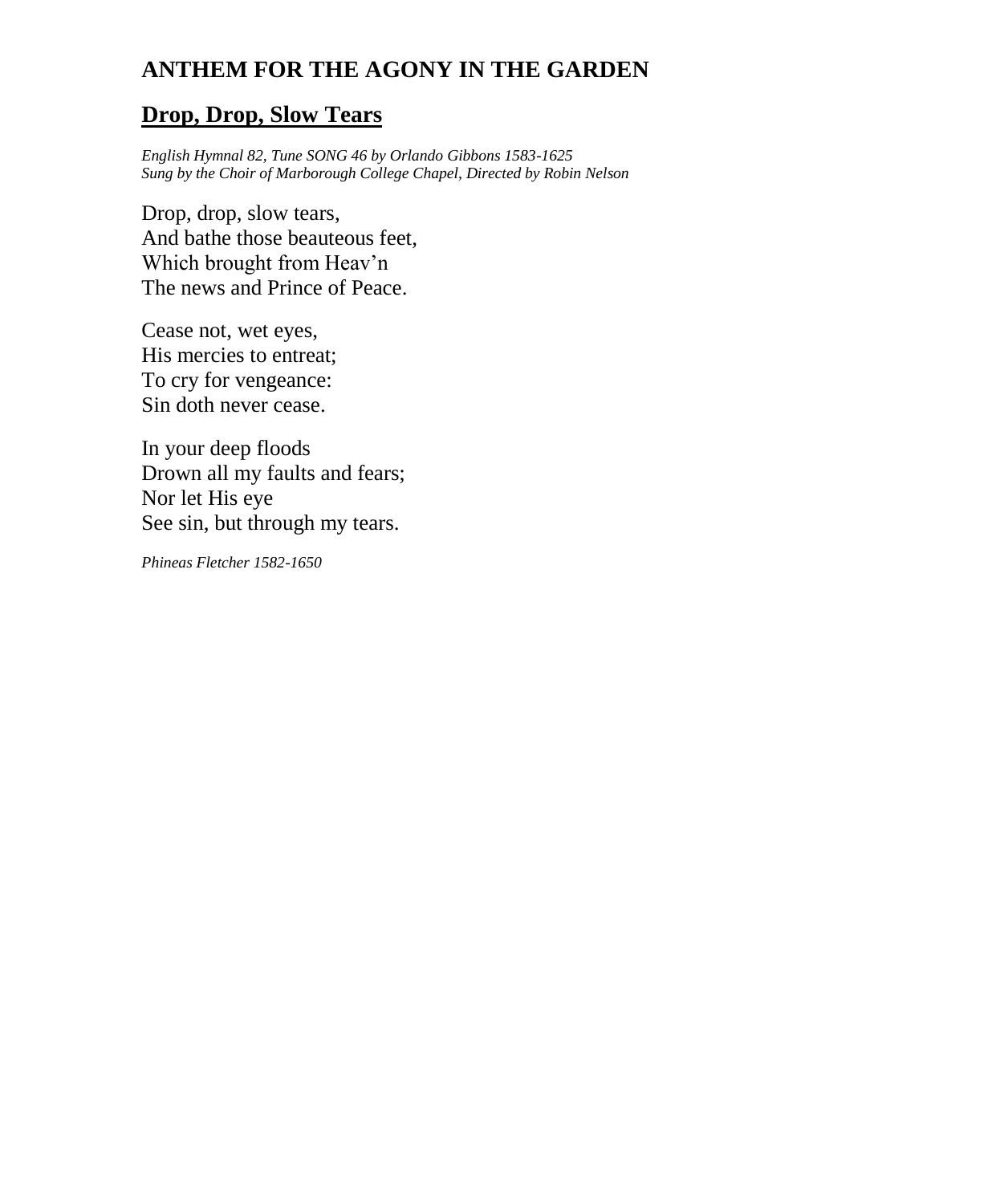# ANTHEM FOR THE AGONY IN THE GARDEN

## Drop, Drop, Slow Tears

*English Hymnal 82, Tune SONG 46 by Orlando Gibbons 1583-1625*
*Sung by the Choir of Marborough College Chapel, Directed by Robin Nelson*

Drop, drop, slow tears,
And bathe those beauteous feet,
Which brought from Heav'n
The news and Prince of Peace.

Cease not, wet eyes,
His mercies to entreat;
To cry for vengeance:
Sin doth never cease.

In your deep floods
Drown all my faults and fears;
Nor let His eye
See sin, but through my tears.

*Phineas Fletcher 1582-1650*